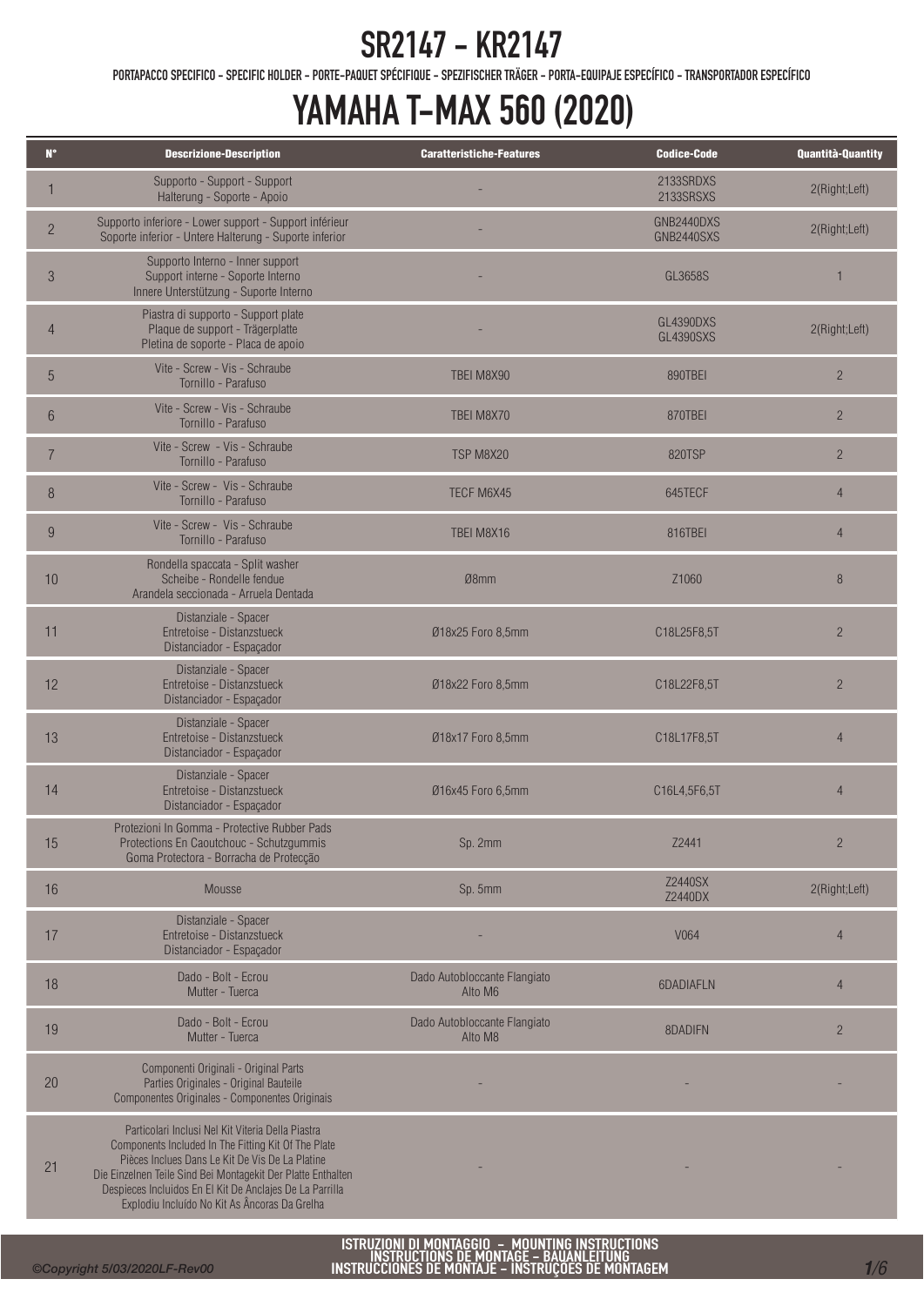# SR2147 - KR2147

PORTAPACCO SPECIFICO - SPECIFIC HOLDER - PORTE-PAQUET SPÉCIFIQUE - SPEZIFISCHER TRÄGER - PORTA-EQUIPAJE ESPECÍFICO - TRANSPORTADOR ESPECÍFICO

# YAMAHA T-MAX 560 (2020)

| N° | Descrizione-Description | Caratteristiche-Features | Codice-Code | Quantità-Quantity |
|---|---|---|---|---|
| 1 | Supporto - Support - Support Halterung - Soporte - Apoio | - | 2133SRDXS 2133SRSXS | 2(Right;Left) |
| 2 | Supporto inferiore - Lower support - Support inférieur Soporte inferior - Untere Halterung - Suporte inferior | - | GNB2440DXS GNB2440SXS | 2(Right;Left) |
| 3 | Supporto Interno - Inner support Support interne - Soporte Interno Innere Unterstützung - Suporte Interno | - | GL3658S | 1 |
| 4 | Piastra di supporto - Support plate Plaque de support - Trägerplatte Pletina de soporte - Placa de apoio | - | GL4390DXS GL4390SXS | 2(Right;Left) |
| 5 | Vite - Screw - Vis - Schraube Tornillo - Parafuso | TBEI M8X90 | 890TBEI | 2 |
| 6 | Vite - Screw - Vis - Schraube Tornillo - Parafuso | TBEI M8X70 | 870TBEI | 2 |
| 7 | Vite - Screw - Vis - Schraube Tornillo - Parafuso | TSP M8X20 | 820TSP | 2 |
| 8 | Vite - Screw - Vis - Schraube Tornillo - Parafuso | TECF M6X45 | 645TECF | 4 |
| 9 | Vite - Screw - Vis - Schraube Tornillo - Parafuso | TBEI M8X16 | 816TBEI | 4 |
| 10 | Rondella spaccata - Split washer Scheibe - Rondelle fendue Arandela seccionada - Arruela Dentada | Ø8mm | Z1060 | 8 |
| 11 | Distanziale - Spacer Entretoise - Distanzstueck Distanciador - Espaçador | Ø18x25 Foro 8,5mm | C18L25F8,5T | 2 |
| 12 | Distanziale - Spacer Entretoise - Distanzstueck Distanciador - Espaçador | Ø18x22 Foro 8,5mm | C18L22F8,5T | 2 |
| 13 | Distanziale - Spacer Entretoise - Distanzstueck Distanciador - Espaçador | Ø18x17 Foro 8,5mm | C18L17F8,5T | 4 |
| 14 | Distanziale - Spacer Entretoise - Distanzstueck Distanciador - Espaçador | Ø16x45 Foro 6,5mm | C16L4,5F6,5T | 4 |
| 15 | Protezioni In Gomma - Protective Rubber Pads Protections En Caoutchouc - Schutzgummis Goma Protectora - Borracha de Protecção | Sp. 2mm | Z2441 | 2 |
| 16 | Mousse | Sp. 5mm | Z2440SX Z2440DX | 2(Right;Left) |
| 17 | Distanziale - Spacer Entretoise - Distanzstueck Distanciador - Espaçador | - | V064 | 4 |
| 18 | Dado - Bolt - Ecrou Mutter - Tuerca | Dado Autobloccante Flangiato Alto M6 | 6DADIAFLN | 4 |
| 19 | Dado - Bolt - Ecrou Mutter - Tuerca | Dado Autobloccante Flangiato Alto M8 | 8DADIFN | 2 |
| 20 | Componenti Originali - Original Parts Parties Originales - Original Bauteile Componentes Originales - Componentes Originais | - | - | - |
| 21 | Particolari Inclusi Nel Kit Viteria Della Piastra Components Included In The Fitting Kit Of The Plate Pièces Inclues Dans Le Kit De Vis De La Platine Die Einzelnen Teile Sind Bei Montagekit Der Platte Enthalten Despieces Incluidos En El Kit De Anclajes De La Parrilla Explodiu Incluído No Kit As Âncoras Da Grelha | - | - | - |

ISTRUZIONI DI MONTAGGIO - MOUNTING INSTRUCTIONS
INSTRUCTIONS DE MONTAGE - BAUANLEITUNG
INSTRUCCIONES DE MONTAJE - INSTRUÇÕES DE MONTAGEM

©Copyright 5/03/2020LF-Rev00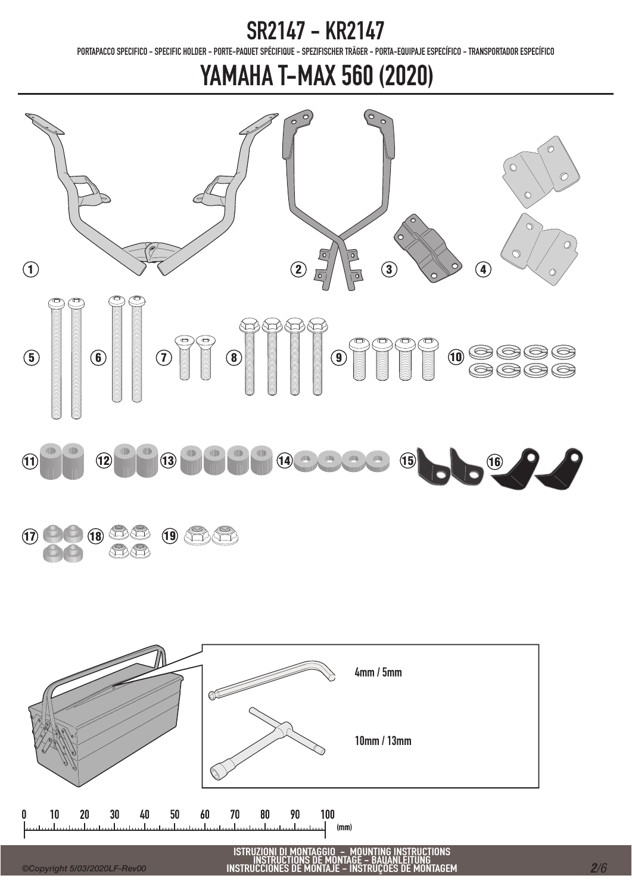# SR2147 - KR2147

PORTAPACCO SPECIFICO - SPECIFIC HOLDER - PORTE-PAQUET SPÉCIFIQUE - SPEZIFISCHER TRÄGER - PORTA-EQUIPAJE ESPECÍFICO - TRANSPORTADOR ESPECÍFICO

# YAMAHA T-MAX 560 (2020)

1 2 3 4

5 6 7 8 9 10

11 12 13 14 15 16

17 18 19

4mm / 5mm

10mm / 13mm

0 10 20 30 40 50 60 70 80 90 100 (mm)

ISTRUZIONI DI MONTAGGIO - MOUNTING INSTRUCTIONS
INSTRUCTIONS DE MONTAGE - BAUANLEITUNG
INSTRUCCIONES DE MONTAJE - INSTRUÇÕES DE MONTAGEM

©Copyright 5/03/2020LF-Rev00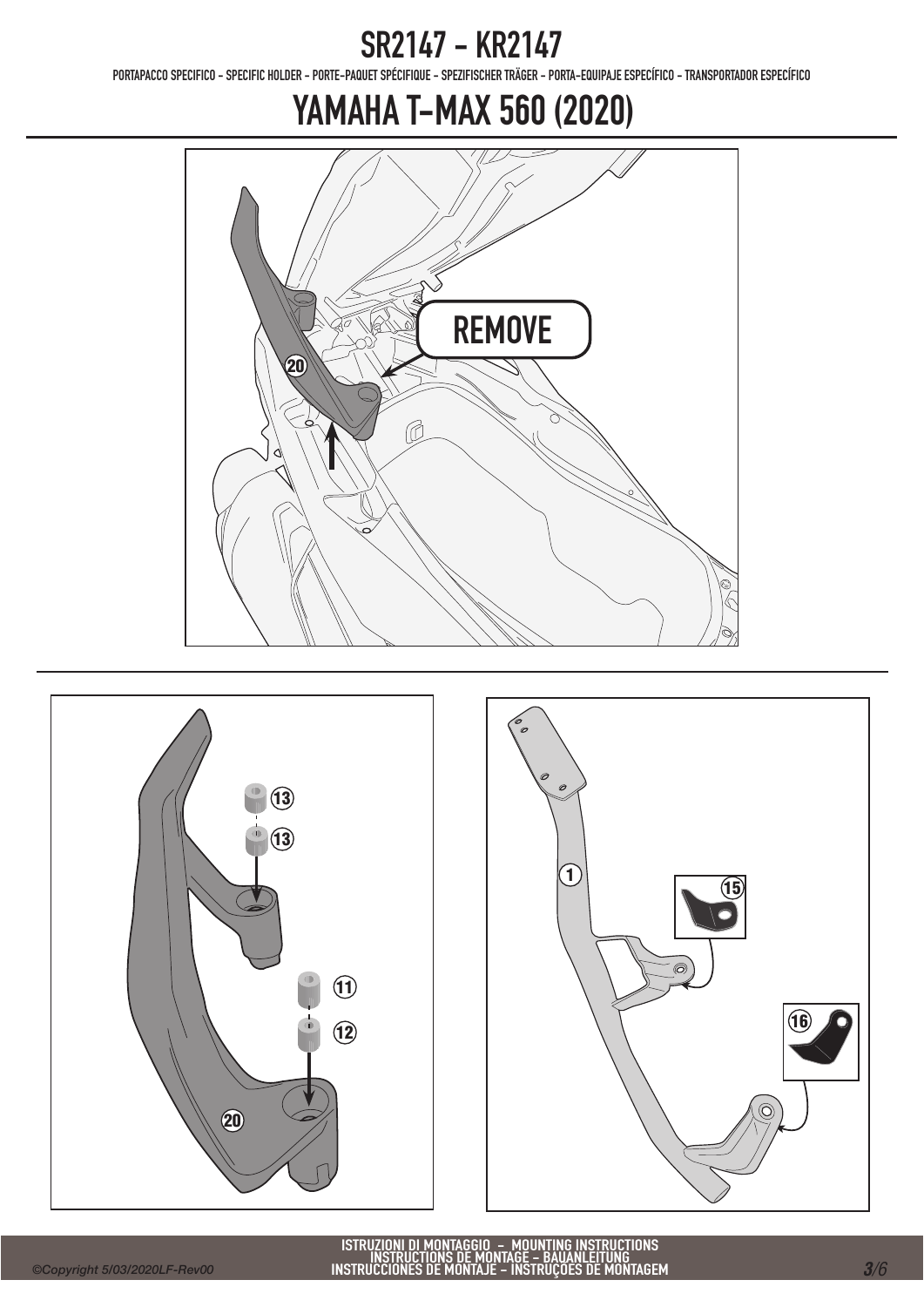# SR2147 - KR2147

PORTAPACCO SPECIFICO - SPECIFIC HOLDER - PORTE-PAQUET SPÉCIFIQUE - SPEZIFISCHER TRÄGER - PORTA-EQUIPAJE ESPECÍFICO - TRANSPORTADOR ESPECÍFICO

# YAMAHA T-MAX 560 (2020)

REMOVE

20

13

13

11

12

20

1

15

16

ISTRUZIONI DI MONTAGGIO – MOUNTING INSTRUCTIONS
INSTRUCTIONS DE MONTAGE – BAUANLEITUNG
INSTRUCCIONES DE MONTAJE – INSTRUÇÕES DE MONTAGEM

©Copyright 5/03/2020LF-Rev00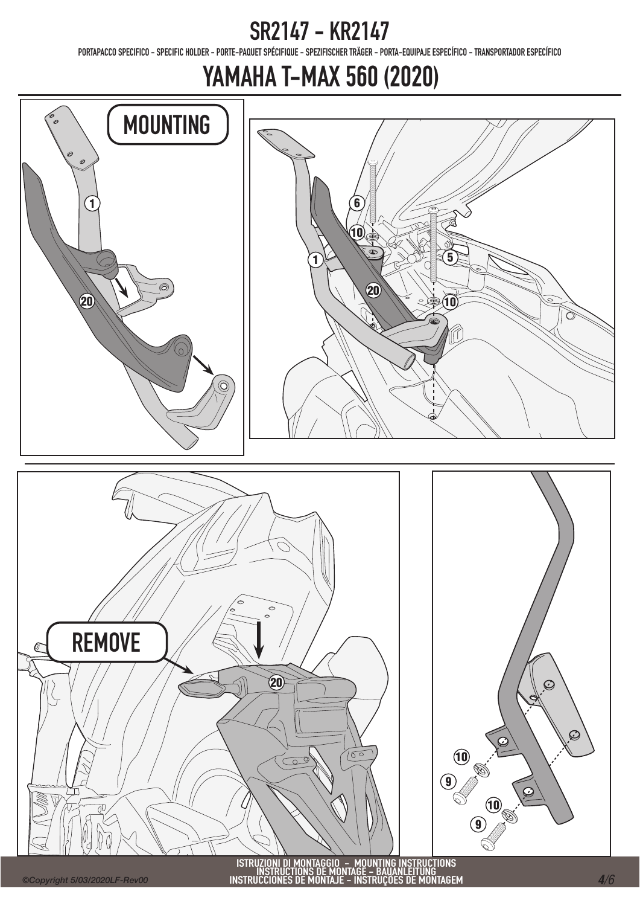# SR2147 - KR2147

PORTAPACCO SPECIFICO - SPECIFIC HOLDER - PORTE-PAQUET SPÉCIFIQUE - SPEZIFISCHER TRÄGER - PORTA-EQUIPAJE ESPECÍFICO - TRANSPORTADOR ESPECÍFICO

# YAMAHA T-MAX 560 (2020)

MOUNTING

1

20

6

10

1

20

5

10

REMOVE

20

10

9

10

9

ISTRUZIONI DI MONTAGGIO - MOUNTING INSTRUCTIONS
INSTRUCTIONS DE MONTAGE - BAUANLEITUNG
INSTRUCCIONES DE MONTAJE - INSTRUÇÕES DE MONTAGEM

©Copyright 5/03/2020LF-Rev00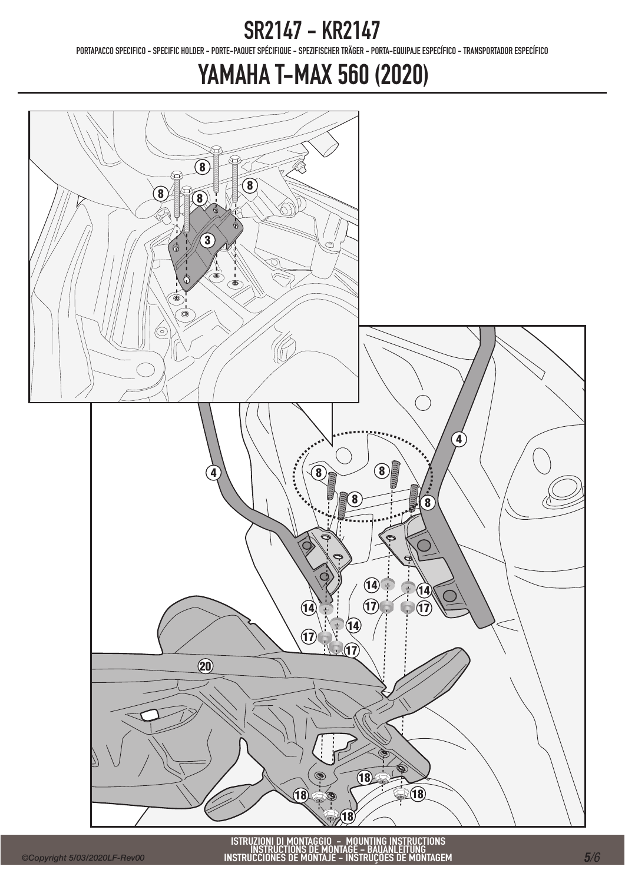# SR2147 - KR2147

PORTAPACCO SPECIFICO - SPECIFIC HOLDER - PORTE-PAQUET SPÉCIFIQUE - SPEZIFISCHER TRÄGER - PORTA-EQUIPAJE ESPECÍFICO - TRANSPORTADOR ESPECÍFICO

# YAMAHA T-MAX 560 (2020)

8 8 8 8 3

4 4 8 8 8 8 14 14 14 14 17 17 17 17 20 18 18 18 18

ISTRUZIONI DI MONTAGGIO - MOUNTING INSTRUCTIONS
INSTRUCTIONS DE MONTAGE - BAUANLEITUNG
INSTRUCCIONES DE MONTAJE - INSTRUÇÕES DE MONTAGEM

©Copyright 5/03/2020LF-Rev00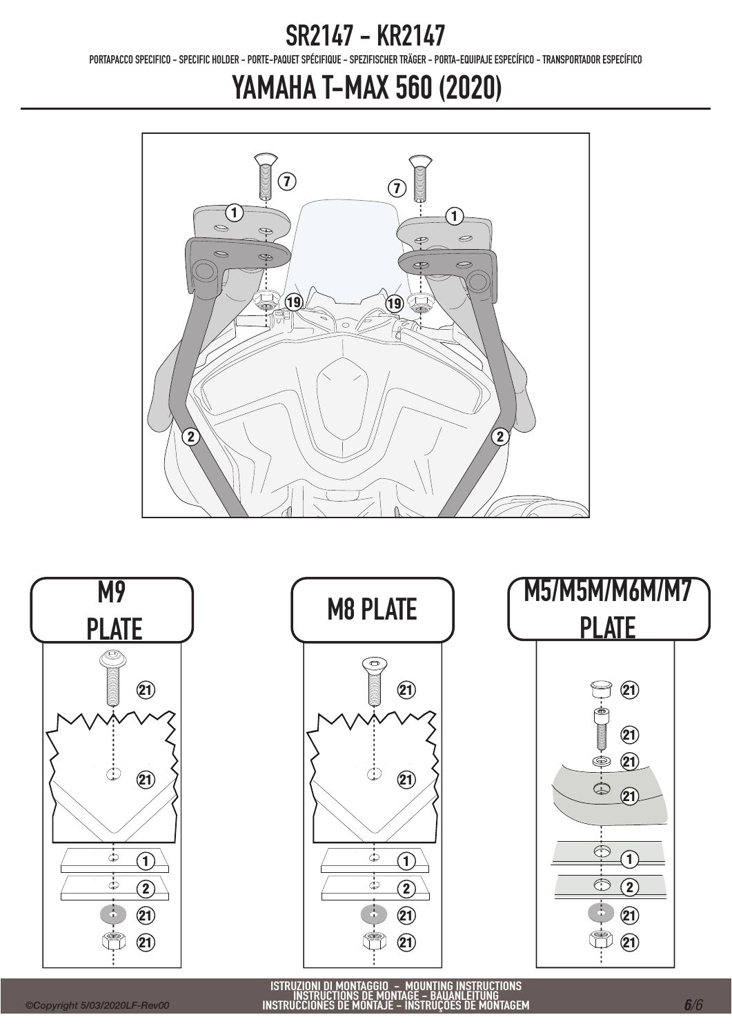# SR2147 - KR2147

PORTAPACCO SPECIFICO - SPECIFIC HOLDER - PORTE-PAQUET SPÉCIFIQUE - SPEZIFISCHER TRÄGER - PORTA-EQUIPAJE ESPECÍFICO - TRANSPORTADOR ESPECÍFICO

# YAMAHA T-MAX 560 (2020)

7
7
1
1
19
19
2
2

## M9 PLATE

21
21
1
2
21
21

## M8 PLATE

21
21
1
2
21
21

## M5/M5M/M6M/M7 PLATE

21
21
21
21
1
2
21
21

ISTRUZIONI DI MONTAGGIO - MOUNTING INSTRUCTIONS
INSTRUCTIONS DE MONTAGE - BAUANLEITUNG
INSTRUCCIONES DE MONTAJE - INSTRUÇOES DE MONTAGEM

©Copyright 5/03/2020LF-Rev00